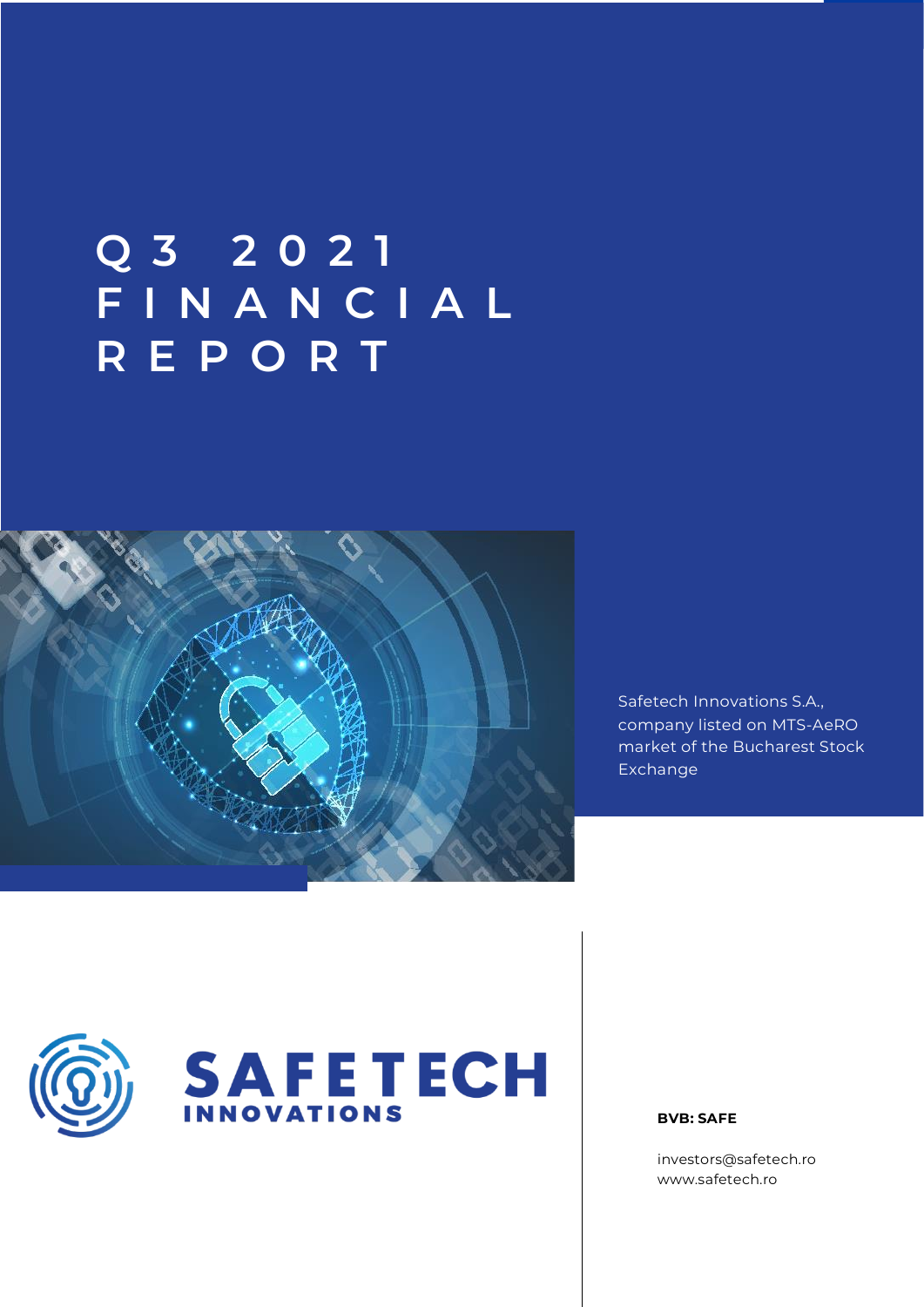# Q3 2021 FINANCIAL REPORT

Safetech Innovations S.A., company listed on MTS-AeRO market of the Bucharest Stock Exchange

SAFETECH INNOVATIONS

**BVB: SAFE**

investors@safetech.ro
www.safetech.ro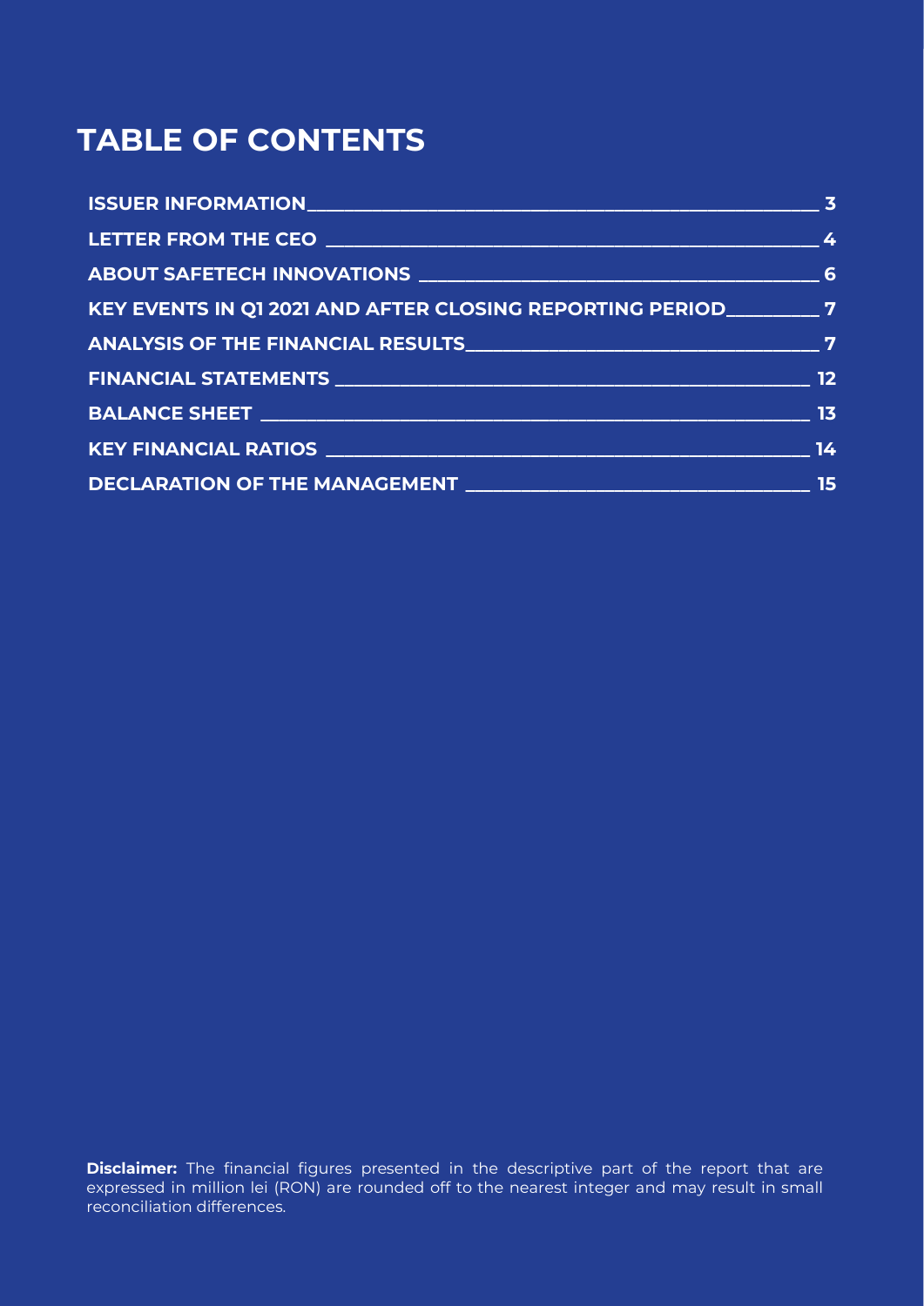# TABLE OF CONTENTS

| Section | Page |
| --- | --- |
| ISSUER INFORMATION | 3 |
| LETTER FROM THE CEO | 4 |
| ABOUT SAFETECH INNOVATIONS | 6 |
| KEY EVENTS IN Q1 2021 AND AFTER CLOSING REPORTING PERIOD | 7 |
| ANALYSIS OF THE FINANCIAL RESULTS | 7 |
| FINANCIAL STATEMENTS | 12 |
| BALANCE SHEET | 13 |
| KEY FINANCIAL RATIOS | 14 |
| DECLARATION OF THE MANAGEMENT | 15 |

**Disclaimer:** The financial figures presented in the descriptive part of the report that are expressed in million lei (RON) are rounded off to the nearest integer and may result in small reconciliation differences.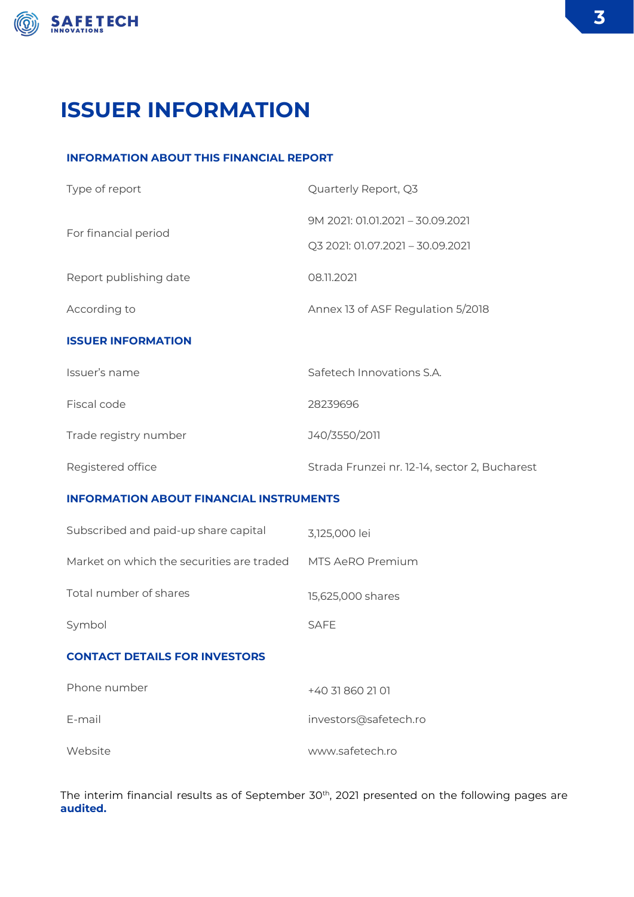# ISSUER INFORMATION

## INFORMATION ABOUT THIS FINANCIAL REPORT

| | |
|---|---|
| Type of report | Quarterly Report, Q3 |
| For financial period | 9M 2021: 01.01.2021 – 30.09.2021<br>Q3 2021: 01.07.2021 – 30.09.2021 |
| Report publishing date | 08.11.2021 |
| According to | Annex 13 of ASF Regulation 5/2018 |

## ISSUER INFORMATION

| | |
|---|---|
| Issuer's name | Safetech Innovations S.A. |
| Fiscal code | 28239696 |
| Trade registry number | J40/3550/2011 |
| Registered office | Strada Frunzei nr. 12-14, sector 2, Bucharest |

## INFORMATION ABOUT FINANCIAL INSTRUMENTS

| | |
|---|---|
| Subscribed and paid-up share capital | 3,125,000 lei |
| Market on which the securities are traded | MTS AeRO Premium |
| Total number of shares | 15,625,000 shares |
| Symbol | SAFE |

## CONTACT DETAILS FOR INVESTORS

| | |
|---|---|
| Phone number | +40 31 860 21 01 |
| E-mail | investors@safetech.ro |
| Website | www.safetech.ro |

The interim financial results as of September 30th, 2021 presented on the following pages are **audited.**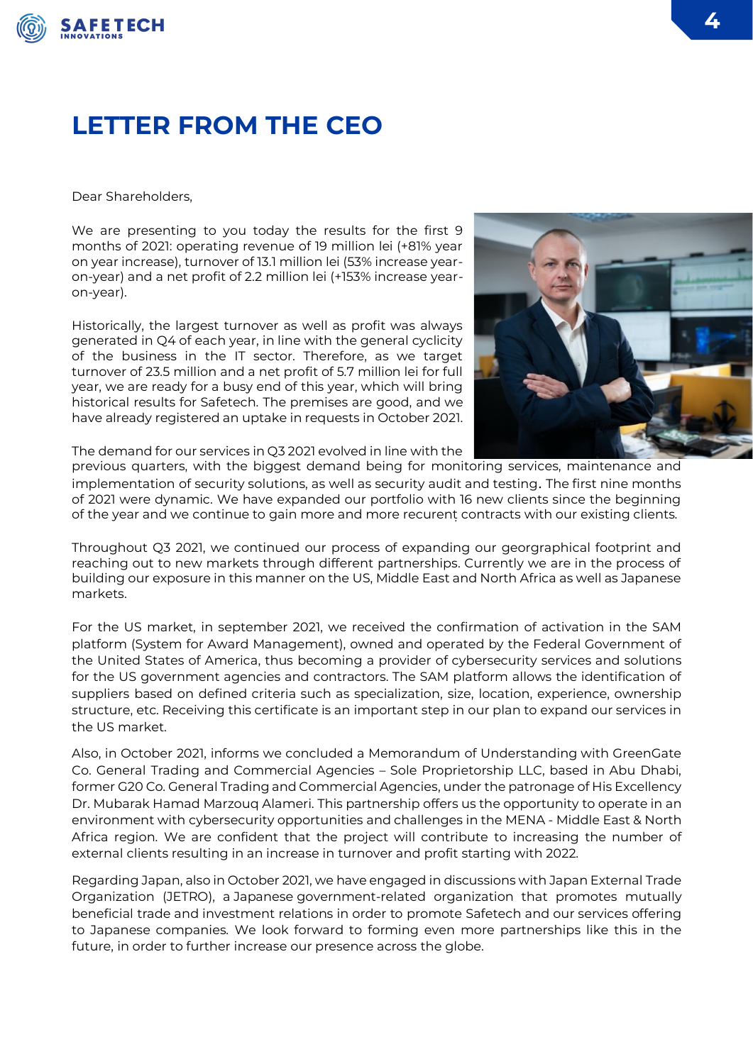# LETTER FROM THE CEO

Dear Shareholders,

We are presenting to you today the results for the first 9 months of 2021: operating revenue of 19 million lei (+81% year on year increase), turnover of 13.1 million lei (53% increase year-on-year) and a net profit of 2.2 million lei (+153% increase year-on-year).

Historically, the largest turnover as well as profit was always generated in Q4 of each year, in line with the general cyclicity of the business in the IT sector. Therefore, as we target turnover of 23.5 million and a net profit of 5.7 million lei for full year, we are ready for a busy end of this year, which will bring historical results for Safetech. The premises are good, and we have already registered an uptake in requests in October 2021.

The demand for our services in Q3 2021 evolved in line with the previous quarters, with the biggest demand being for monitoring services, maintenance and implementation of security solutions, as well as security audit and testing. The first nine months of 2021 were dynamic. We have expanded our portfolio with 16 new clients since the beginning of the year and we continue to gain more and more recurenț contracts with our existing clients.

Throughout Q3 2021, we continued our process of expanding our georgraphical footprint and reaching out to new markets through different partnerships. Currently we are in the process of building our exposure in this manner on the US, Middle East and North Africa as well as Japanese markets.

For the US market, in september 2021, we received the confirmation of activation in the SAM platform (System for Award Management), owned and operated by the Federal Government of the United States of America, thus becoming a provider of cybersecurity services and solutions for the US government agencies and contractors. The SAM platform allows the identification of suppliers based on defined criteria such as specialization, size, location, experience, ownership structure, etc. Receiving this certificate is an important step in our plan to expand our services in the US market.

Also, in October 2021, informs we concluded a Memorandum of Understanding with GreenGate Co. General Trading and Commercial Agencies – Sole Proprietorship LLC, based in Abu Dhabi, former G20 Co. General Trading and Commercial Agencies, under the patronage of His Excellency Dr. Mubarak Hamad Marzouq Alameri. This partnership offers us the opportunity to operate in an environment with cybersecurity opportunities and challenges in the MENA - Middle East & North Africa region. We are confident that the project will contribute to increasing the number of external clients resulting in an increase in turnover and profit starting with 2022.

Regarding Japan, also in October 2021, we have engaged in discussions with Japan External Trade Organization (JETRO), a Japanese government-related organization that promotes mutually beneficial trade and investment relations in order to promote Safetech and our services offering to Japanese companies. We look forward to forming even more partnerships like this in the future, in order to further increase our presence across the globe.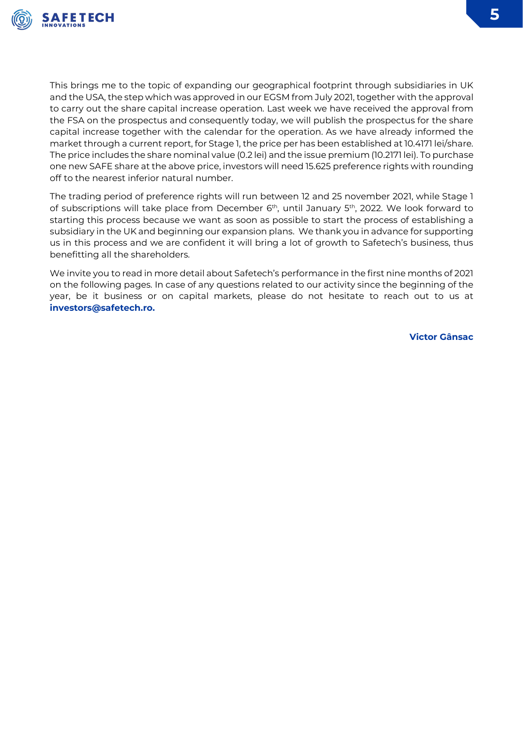This brings me to the topic of expanding our geographical footprint through subsidiaries in UK and the USA, the step which was approved in our EGSM from July 2021, together with the approval to carry out the share capital increase operation. Last week we have received the approval from the FSA on the prospectus and consequently today, we will publish the prospectus for the share capital increase together with the calendar for the operation. As we have already informed the market through a current report, for Stage 1, the price per has been established at 10.4171 lei/share. The price includes the share nominal value (0.2 lei) and the issue premium (10.2171 lei). To purchase one new SAFE share at the above price, investors will need 15.625 preference rights with rounding off to the nearest inferior natural number.

The trading period of preference rights will run between 12 and 25 november 2021, while Stage 1 of subscriptions will take place from December 6th, until January 5th, 2022. We look forward to starting this process because we want as soon as possible to start the process of establishing a subsidiary in the UK and beginning our expansion plans. We thank you in advance for supporting us in this process and we are confident it will bring a lot of growth to Safetech's business, thus benefitting all the shareholders.

We invite you to read in more detail about Safetech's performance in the first nine months of 2021 on the following pages. In case of any questions related to our activity since the beginning of the year, be it business or on capital markets, please do not hesitate to reach out to us at **investors@safetech.ro.**

**Victor Gânsac**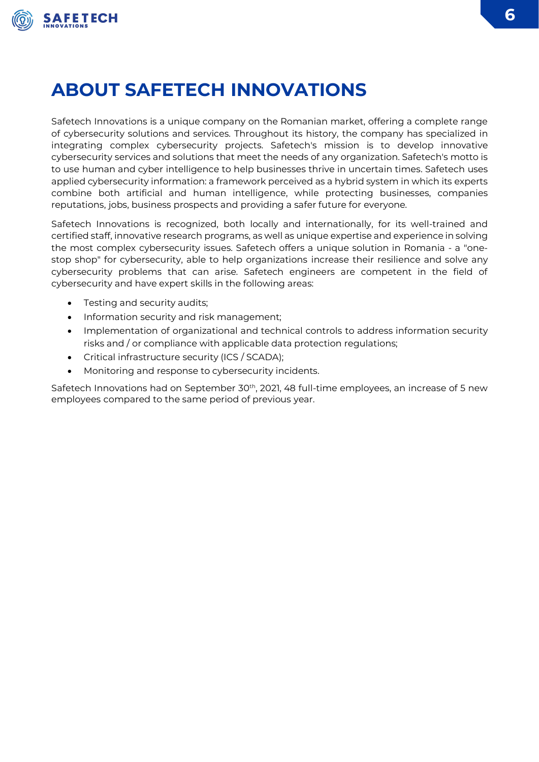# ABOUT SAFETECH INNOVATIONS

Safetech Innovations is a unique company on the Romanian market, offering a complete range of cybersecurity solutions and services. Throughout its history, the company has specialized in integrating complex cybersecurity projects. Safetech's mission is to develop innovative cybersecurity services and solutions that meet the needs of any organization. Safetech's motto is to use human and cyber intelligence to help businesses thrive in uncertain times. Safetech uses applied cybersecurity information: a framework perceived as a hybrid system in which its experts combine both artificial and human intelligence, while protecting businesses, companies reputations, jobs, business prospects and providing a safer future for everyone.

Safetech Innovations is recognized, both locally and internationally, for its well-trained and certified staff, innovative research programs, as well as unique expertise and experience in solving the most complex cybersecurity issues. Safetech offers a unique solution in Romania - a "one-stop shop" for cybersecurity, able to help organizations increase their resilience and solve any cybersecurity problems that can arise. Safetech engineers are competent in the field of cybersecurity and have expert skills in the following areas:

- Testing and security audits;
- Information security and risk management;
- Implementation of organizational and technical controls to address information security risks and / or compliance with applicable data protection regulations;
- Critical infrastructure security (ICS / SCADA);
- Monitoring and response to cybersecurity incidents.

Safetech Innovations had on September 30th, 2021, 48 full-time employees, an increase of 5 new employees compared to the same period of previous year.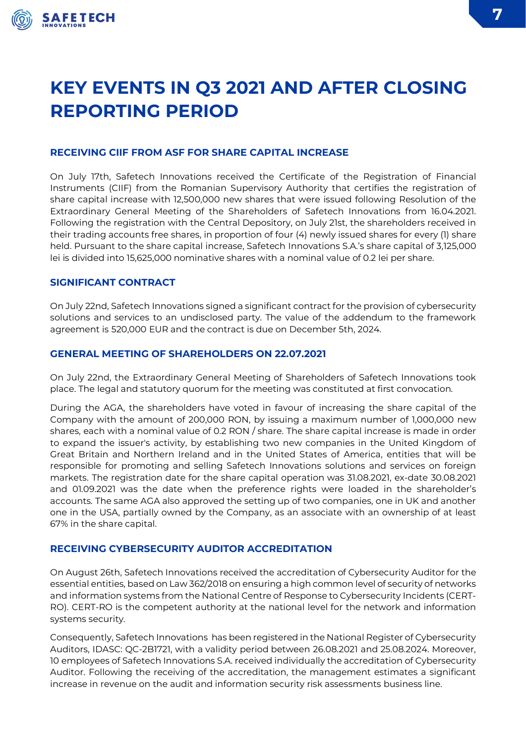# KEY EVENTS IN Q3 2021 AND AFTER CLOSING REPORTING PERIOD

## RECEIVING CIIF FROM ASF FOR SHARE CAPITAL INCREASE

On July 17th, Safetech Innovations received the Certificate of the Registration of Financial Instruments (CIIF) from the Romanian Supervisory Authority that certifies the registration of share capital increase with 12,500,000 new shares that were issued following Resolution of the Extraordinary General Meeting of the Shareholders of Safetech Innovations from 16.04.2021. Following the registration with the Central Depository, on July 21st, the shareholders received in their trading accounts free shares, in proportion of four (4) newly issued shares for every (1) share held. Pursuant to the share capital increase, Safetech Innovations S.A.'s share capital of 3,125,000 lei is divided into 15,625,000 nominative shares with a nominal value of 0.2 lei per share.

## SIGNIFICANT CONTRACT

On July 22nd, Safetech Innovations signed a significant contract for the provision of cybersecurity solutions and services to an undisclosed party. The value of the addendum to the framework agreement is 520,000 EUR and the contract is due on December 5th, 2024.

## GENERAL MEETING OF SHAREHOLDERS ON 22.07.2021

On July 22nd, the Extraordinary General Meeting of Shareholders of Safetech Innovations took place. The legal and statutory quorum for the meeting was constituted at first convocation.

During the AGA, the shareholders have voted in favour of increasing the share capital of the Company with the amount of 200,000 RON, by issuing a maximum number of 1,000,000 new shares, each with a nominal value of 0.2 RON / share. The share capital increase is made in order to expand the issuer's activity, by establishing two new companies in the United Kingdom of Great Britain and Northern Ireland and in the United States of America, entities that will be responsible for promoting and selling Safetech Innovations solutions and services on foreign markets. The registration date for the share capital operation was 31.08.2021, ex-date 30.08.2021 and 01.09.2021 was the date when the preference rights were loaded in the shareholder's accounts. The same AGA also approved the setting up of two companies, one in UK and another one in the USA, partially owned by the Company, as an associate with an ownership of at least 67% in the share capital.

## RECEIVING CYBERSECURITY AUDITOR ACCREDITATION

On August 26th, Safetech Innovations received the accreditation of Cybersecurity Auditor for the essential entities, based on Law 362/2018 on ensuring a high common level of security of networks and information systems from the National Centre of Response to Cybersecurity Incidents (CERT-RO). CERT-RO is the competent authority at the national level for the network and information systems security.

Consequently, Safetech Innovations has been registered in the National Register of Cybersecurity Auditors, IDASC: QC-2B1721, with a validity period between 26.08.2021 and 25.08.2024. Moreover, 10 employees of Safetech Innovations S.A. received individually the accreditation of Cybersecurity Auditor. Following the receiving of the accreditation, the management estimates a significant increase in revenue on the audit and information security risk assessments business line.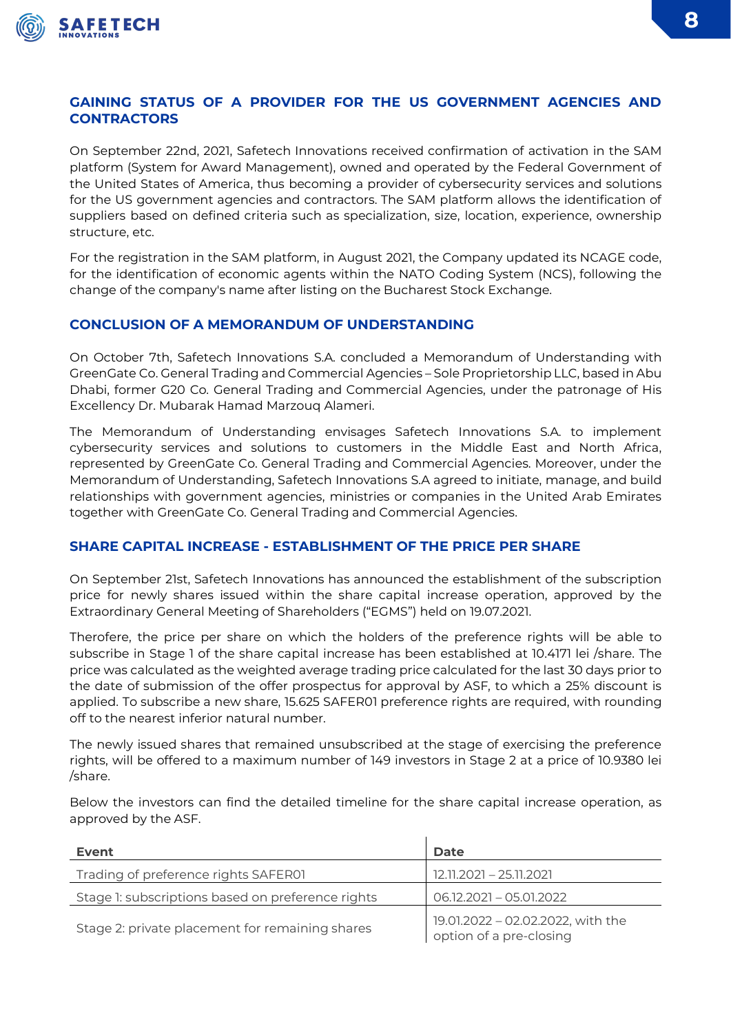## GAINING STATUS OF A PROVIDER FOR THE US GOVERNMENT AGENCIES AND CONTRACTORS

On September 22nd, 2021, Safetech Innovations received confirmation of activation in the SAM platform (System for Award Management), owned and operated by the Federal Government of the United States of America, thus becoming a provider of cybersecurity services and solutions for the US government agencies and contractors. The SAM platform allows the identification of suppliers based on defined criteria such as specialization, size, location, experience, ownership structure, etc.

For the registration in the SAM platform, in August 2021, the Company updated its NCAGE code, for the identification of economic agents within the NATO Coding System (NCS), following the change of the company's name after listing on the Bucharest Stock Exchange.

## CONCLUSION OF A MEMORANDUM OF UNDERSTANDING

On October 7th, Safetech Innovations S.A. concluded a Memorandum of Understanding with GreenGate Co. General Trading and Commercial Agencies – Sole Proprietorship LLC, based in Abu Dhabi, former G20 Co. General Trading and Commercial Agencies, under the patronage of His Excellency Dr. Mubarak Hamad Marzouq Alameri.

The Memorandum of Understanding envisages Safetech Innovations S.A. to implement cybersecurity services and solutions to customers in the Middle East and North Africa, represented by GreenGate Co. General Trading and Commercial Agencies. Moreover, under the Memorandum of Understanding, Safetech Innovations S.A agreed to initiate, manage, and build relationships with government agencies, ministries or companies in the United Arab Emirates together with GreenGate Co. General Trading and Commercial Agencies.

## SHARE CAPITAL INCREASE - ESTABLISHMENT OF THE PRICE PER SHARE

On September 21st, Safetech Innovations has announced the establishment of the subscription price for newly shares issued within the share capital increase operation, approved by the Extraordinary General Meeting of Shareholders ("EGMS") held on 19.07.2021.

Therefore, the price per share on which the holders of the preference rights will be able to subscribe in Stage 1 of the share capital increase has been established at 10.4171 lei /share. The price was calculated as the weighted average trading price calculated for the last 30 days prior to the date of submission of the offer prospectus for approval by ASF, to which a 25% discount is applied. To subscribe a new share, 15.625 SAFER01 preference rights are required, with rounding off to the nearest inferior natural number.

The newly issued shares that remained unsubscribed at the stage of exercising the preference rights, will be offered to a maximum number of 149 investors in Stage 2 at a price of 10.9380 lei /share.

Below the investors can find the detailed timeline for the share capital increase operation, as approved by the ASF.

| Event | Date |
|---|---|
| Trading of preference rights SAFER01 | 12.11.2021 – 25.11.2021 |
| Stage 1: subscriptions based on preference rights | 06.12.2021 – 05.01.2022 |
| Stage 2: private placement for remaining shares | 19.01.2022 – 02.02.2022, with the option of a pre-closing |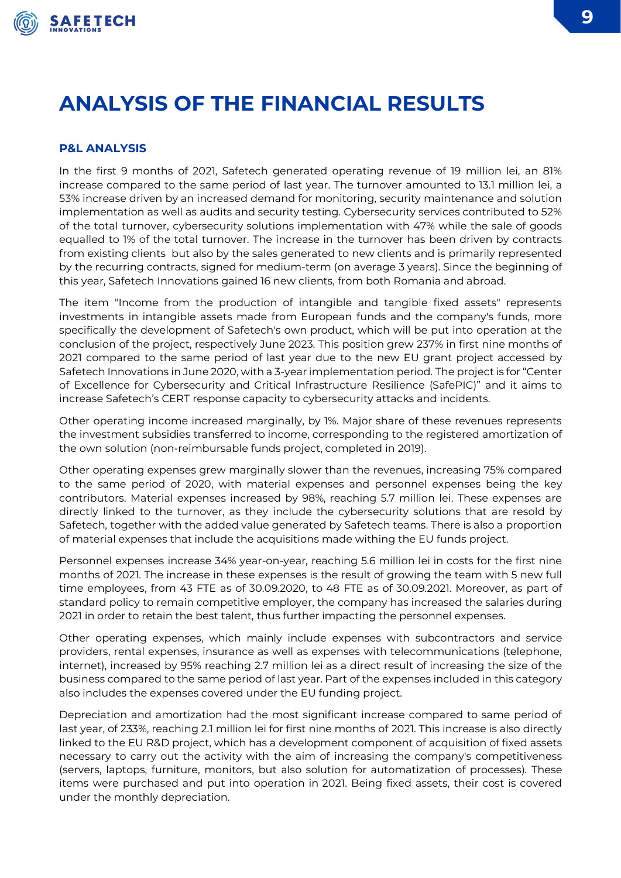# ANALYSIS OF THE FINANCIAL RESULTS

## P&L ANALYSIS

In the first 9 months of 2021, Safetech generated operating revenue of 19 million lei, an 81% increase compared to the same period of last year. The turnover amounted to 13.1 million lei, a 53% increase driven by an increased demand for monitoring, security maintenance and solution implementation as well as audits and security testing. Cybersecurity services contributed to 52% of the total turnover, cybersecurity solutions implementation with 47% while the sale of goods equalled to 1% of the total turnover. The increase in the turnover has been driven by contracts from existing clients but also by the sales generated to new clients and is primarily represented by the recurring contracts, signed for medium-term (on average 3 years). Since the beginning of this year, Safetech Innovations gained 16 new clients, from both Romania and abroad.

The item "Income from the production of intangible and tangible fixed assets" represents investments in intangible assets made from European funds and the company's funds, more specifically the development of Safetech's own product, which will be put into operation at the conclusion of the project, respectively June 2023. This position grew 237% in first nine months of 2021 compared to the same period of last year due to the new EU grant project accessed by Safetech Innovations in June 2020, with a 3-year implementation period. The project is for "Center of Excellence for Cybersecurity and Critical Infrastructure Resilience (SafePIC)" and it aims to increase Safetech's CERT response capacity to cybersecurity attacks and incidents.

Other operating income increased marginally, by 1%. Major share of these revenues represents the investment subsidies transferred to income, corresponding to the registered amortization of the own solution (non-reimbursable funds project, completed in 2019).

Other operating expenses grew marginally slower than the revenues, increasing 75% compared to the same period of 2020, with material expenses and personnel expenses being the key contributors. Material expenses increased by 98%, reaching 5.7 million lei. These expenses are directly linked to the turnover, as they include the cybersecurity solutions that are resold by Safetech, together with the added value generated by Safetech teams. There is also a proportion of material expenses that include the acquisitions made withing the EU funds project.

Personnel expenses increase 34% year-on-year, reaching 5.6 million lei in costs for the first nine months of 2021. The increase in these expenses is the result of growing the team with 5 new full time employees, from 43 FTE as of 30.09.2020, to 48 FTE as of 30.09.2021. Moreover, as part of standard policy to remain competitive employer, the company has increased the salaries during 2021 in order to retain the best talent, thus further impacting the personnel expenses.

Other operating expenses, which mainly include expenses with subcontractors and service providers, rental expenses, insurance as well as expenses with telecommunications (telephone, internet), increased by 95% reaching 2.7 million lei as a direct result of increasing the size of the business compared to the same period of last year. Part of the expenses included in this category also includes the expenses covered under the EU funding project.

Depreciation and amortization had the most significant increase compared to same period of last year, of 233%, reaching 2.1 million lei for first nine months of 2021. This increase is also directly linked to the EU R&D project, which has a development component of acquisition of fixed assets necessary to carry out the activity with the aim of increasing the company's competitiveness (servers, laptops, furniture, monitors, but also solution for automatization of processes). These items were purchased and put into operation in 2021. Being fixed assets, their cost is covered under the monthly depreciation.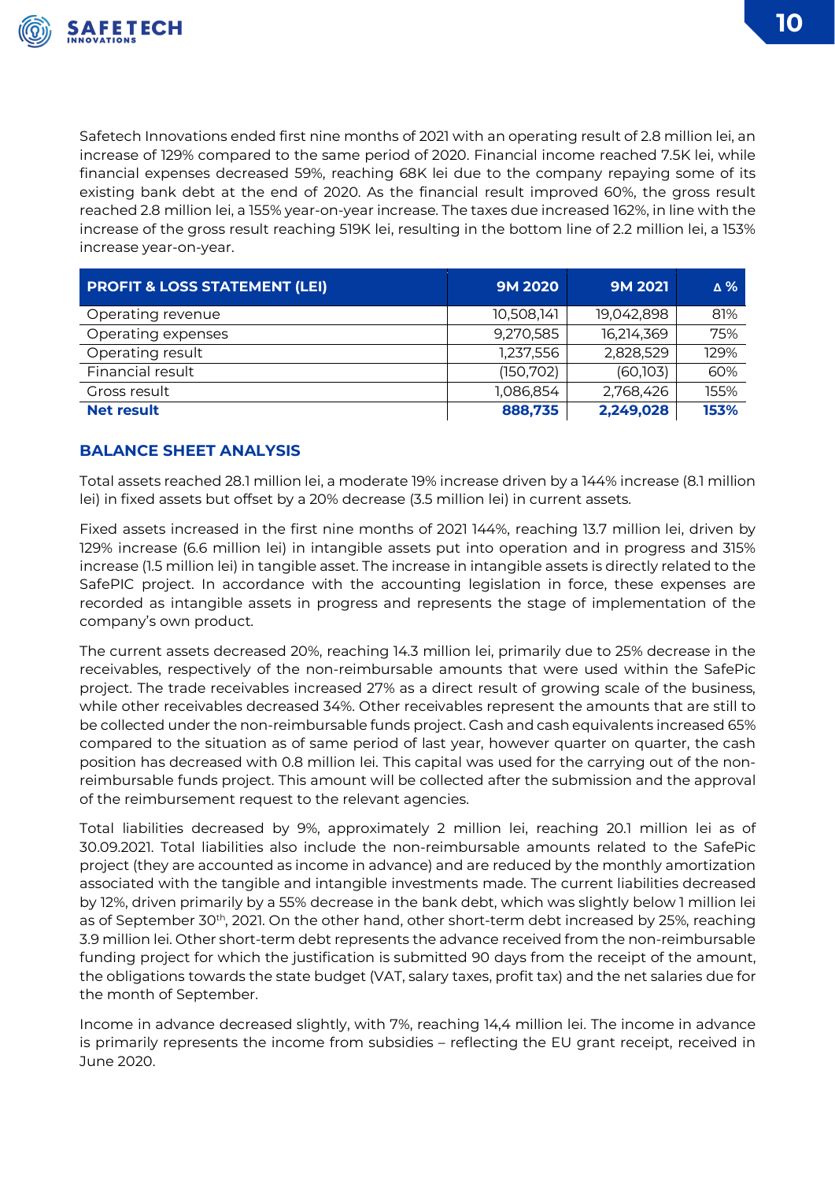Safetech Innovations ended first nine months of 2021 with an operating result of 2.8 million lei, an increase of 129% compared to the same period of 2020. Financial income reached 7.5K lei, while financial expenses decreased 59%, reaching 68K lei due to the company repaying some of its existing bank debt at the end of 2020. As the financial result improved 60%, the gross result reached 2.8 million lei, a 155% year-on-year increase. The taxes due increased 162%, in line with the increase of the gross result reaching 519K lei, resulting in the bottom line of 2.2 million lei, a 153% increase year-on-year.

| PROFIT & LOSS STATEMENT (LEI) | 9M 2020 | 9M 2021 | Δ % |
|---|---|---|---|
| Operating revenue | 10,508,141 | 19,042,898 | 81% |
| Operating expenses | 9,270,585 | 16,214,369 | 75% |
| Operating result | 1,237,556 | 2,828,529 | 129% |
| Financial result | (150,702) | (60,103) | 60% |
| Gross result | 1,086,854 | 2,768,426 | 155% |
| **Net result** | **888,735** | **2,249,028** | **153%** |

## BALANCE SHEET ANALYSIS

Total assets reached 28.1 million lei, a moderate 19% increase driven by a 144% increase (8.1 million lei) in fixed assets but offset by a 20% decrease (3.5 million lei) in current assets.

Fixed assets increased in the first nine months of 2021 144%, reaching 13.7 million lei, driven by 129% increase (6.6 million lei) in intangible assets put into operation and in progress and 315% increase (1.5 million lei) in tangible asset. The increase in intangible assets is directly related to the SafePIC project. In accordance with the accounting legislation in force, these expenses are recorded as intangible assets in progress and represents the stage of implementation of the company's own product.

The current assets decreased 20%, reaching 14.3 million lei, primarily due to 25% decrease in the receivables, respectively of the non-reimbursable amounts that were used within the SafePic project. The trade receivables increased 27% as a direct result of growing scale of the business, while other receivables decreased 34%. Other receivables represent the amounts that are still to be collected under the non-reimbursable funds project. Cash and cash equivalents increased 65% compared to the situation as of same period of last year, however quarter on quarter, the cash position has decreased with 0.8 million lei. This capital was used for the carrying out of the non-reimbursable funds project. This amount will be collected after the submission and the approval of the reimbursement request to the relevant agencies.

Total liabilities decreased by 9%, approximately 2 million lei, reaching 20.1 million lei as of 30.09.2021. Total liabilities also include the non-reimbursable amounts related to the SafePic project (they are accounted as income in advance) and are reduced by the monthly amortization associated with the tangible and intangible investments made. The current liabilities decreased by 12%, driven primarily by a 55% decrease in the bank debt, which was slightly below 1 million lei as of September 30th, 2021. On the other hand, other short-term debt increased by 25%, reaching 3.9 million lei. Other short-term debt represents the advance received from the non-reimbursable funding project for which the justification is submitted 90 days from the receipt of the amount, the obligations towards the state budget (VAT, salary taxes, profit tax) and the net salaries due for the month of September.

Income in advance decreased slightly, with 7%, reaching 14,4 million lei. The income in advance is primarily represents the income from subsidies – reflecting the EU grant receipt, received in June 2020.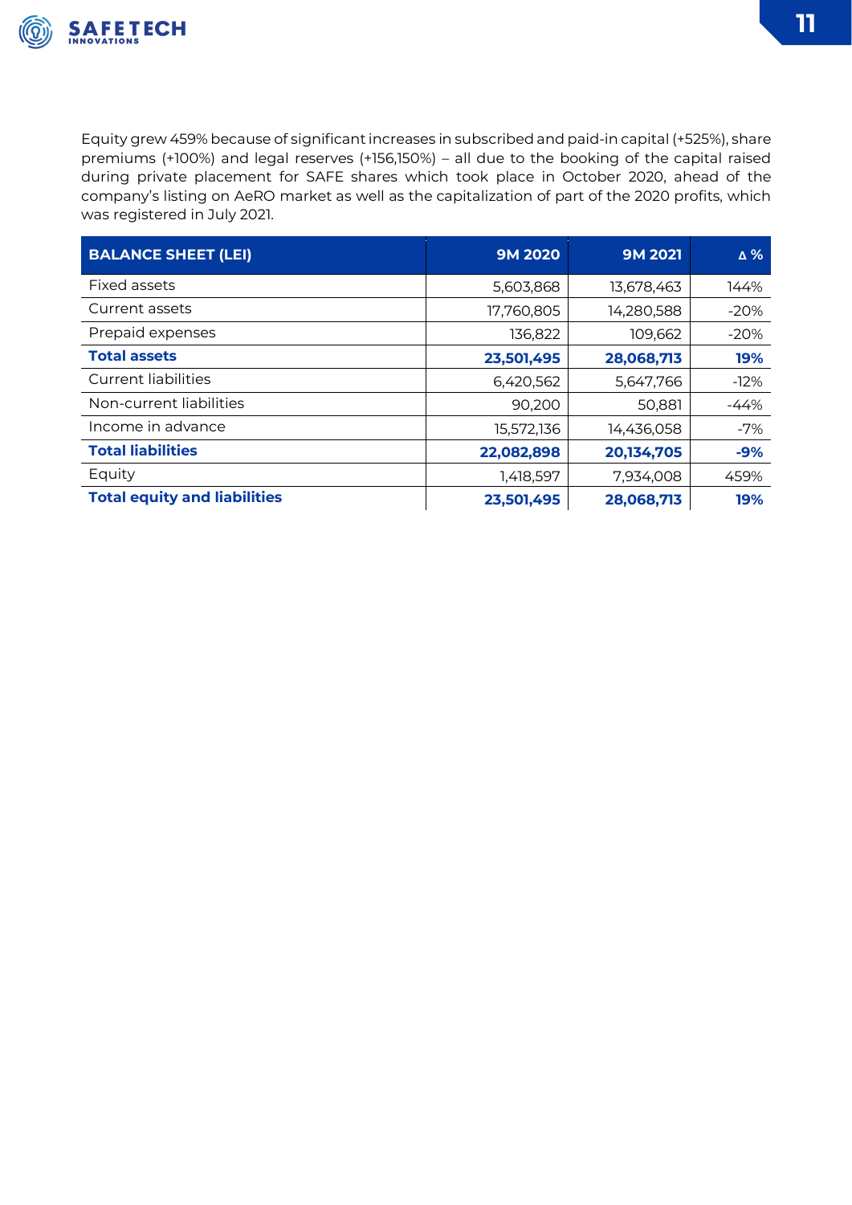Equity grew 459% because of significant increases in subscribed and paid-in capital (+525%), share premiums (+100%) and legal reserves (+156,150%) – all due to the booking of the capital raised during private placement for SAFE shares which took place in October 2020, ahead of the company's listing on AeRO market as well as the capitalization of part of the 2020 profits, which was registered in July 2021.

| BALANCE SHEET (LEI) | 9M 2020 | 9M 2021 | Δ % |
|---|---|---|---|
| Fixed assets | 5,603,868 | 13,678,463 | 144% |
| Current assets | 17,760,805 | 14,280,588 | -20% |
| Prepaid expenses | 136,822 | 109,662 | -20% |
| **Total assets** | **23,501,495** | **28,068,713** | **19%** |
| Current liabilities | 6,420,562 | 5,647,766 | -12% |
| Non-current liabilities | 90,200 | 50,881 | -44% |
| Income in advance | 15,572,136 | 14,436,058 | -7% |
| **Total liabilities** | **22,082,898** | **20,134,705** | **-9%** |
| Equity | 1,418,597 | 7,934,008 | 459% |
| **Total equity and liabilities** | **23,501,495** | **28,068,713** | **19%** |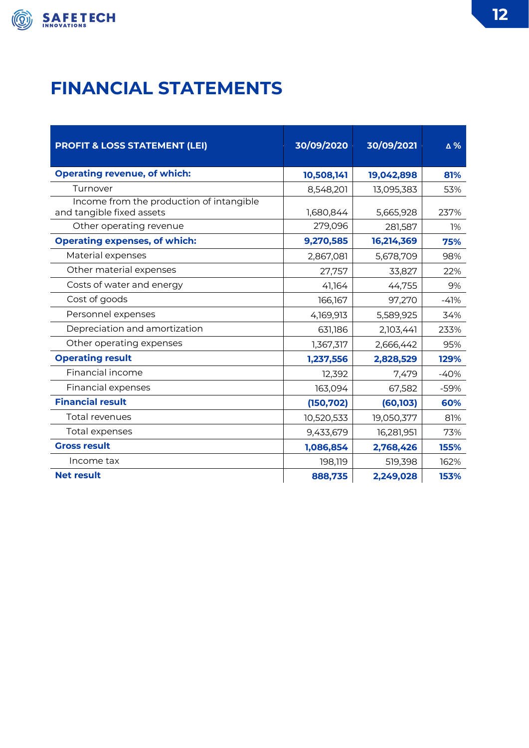# FINANCIAL STATEMENTS

| PROFIT & LOSS STATEMENT (LEI) | 30/09/2020 | 30/09/2021 | Δ % |
|---|---|---|---|
| **Operating revenue, of which:** | **10,508,141** | **19,042,898** | **81%** |
| Turnover | 8,548,201 | 13,095,383 | 53% |
| Income from the production of intangible and tangible fixed assets | 1,680,844 | 5,665,928 | 237% |
| Other operating revenue | 279,096 | 281,587 | 1% |
| **Operating expenses, of which:** | **9,270,585** | **16,214,369** | **75%** |
| Material expenses | 2,867,081 | 5,678,709 | 98% |
| Other material expenses | 27,757 | 33,827 | 22% |
| Costs of water and energy | 41,164 | 44,755 | 9% |
| Cost of goods | 166,167 | 97,270 | -41% |
| Personnel expenses | 4,169,913 | 5,589,925 | 34% |
| Depreciation and amortization | 631,186 | 2,103,441 | 233% |
| Other operating expenses | 1,367,317 | 2,666,442 | 95% |
| **Operating result** | **1,237,556** | **2,828,529** | **129%** |
| Financial income | 12,392 | 7,479 | -40% |
| Financial expenses | 163,094 | 67,582 | -59% |
| **Financial result** | **(150,702)** | **(60,103)** | **60%** |
| Total revenues | 10,520,533 | 19,050,377 | 81% |
| Total expenses | 9,433,679 | 16,281,951 | 73% |
| **Gross result** | **1,086,854** | **2,768,426** | **155%** |
| Income tax | 198,119 | 519,398 | 162% |
| **Net result** | **888,735** | **2,249,028** | **153%** |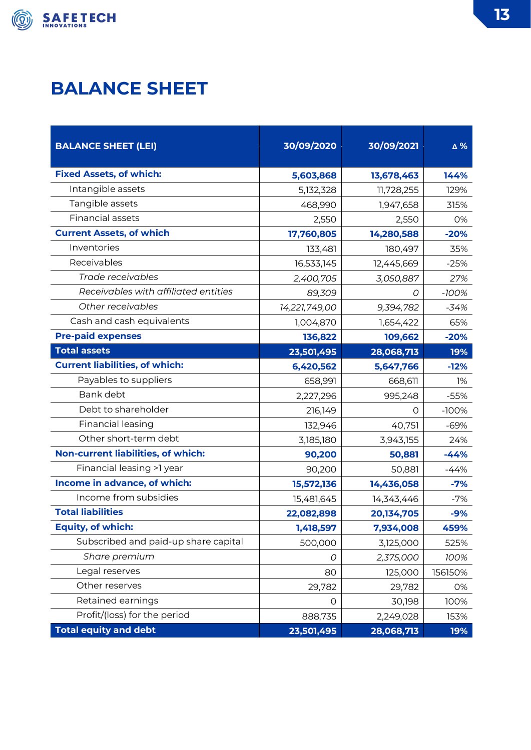# BALANCE SHEET

| BALANCE SHEET (LEI) | 30/09/2020 | 30/09/2021 | Δ % |
|---|---|---|---|
| **Fixed Assets, of which:** | **5,603,868** | **13,678,463** | **144%** |
| Intangible assets | 5,132,328 | 11,728,255 | 129% |
| Tangible assets | 468,990 | 1,947,658 | 315% |
| Financial assets | 2,550 | 2,550 | 0% |
| **Current Assets, of which** | **17,760,805** | **14,280,588** | **-20%** |
| Inventories | 133,481 | 180,497 | 35% |
| Receivables | 16,533,145 | 12,445,669 | -25% |
| *Trade receivables* | *2,400,705* | *3,050,887* | *27%* |
| *Receivables with affiliated entities* | *89,309* | *0* | *-100%* |
| *Other receivables* | *14,221,749,00* | *9,394,782* | *-34%* |
| Cash and cash equivalents | 1,004,870 | 1,654,422 | 65% |
| **Pre-paid expenses** | **136,822** | **109,662** | **-20%** |
| **Total assets** | **23,501,495** | **28,068,713** | **19%** |
| **Current liabilities, of which:** | **6,420,562** | **5,647,766** | **-12%** |
| Payables to suppliers | 658,991 | 668,611 | 1% |
| Bank debt | 2,227,296 | 995,248 | -55% |
| Debt to shareholder | 216,149 | 0 | -100% |
| Financial leasing | 132,946 | 40,751 | -69% |
| Other short-term debt | 3,185,180 | 3,943,155 | 24% |
| **Non-current liabilities, of which:** | **90,200** | **50,881** | **-44%** |
| Financial leasing >1 year | 90,200 | 50,881 | -44% |
| **Income in advance, of which:** | **15,572,136** | **14,436,058** | **-7%** |
| Income from subsidies | 15,481,645 | 14,343,446 | -7% |
| **Total liabilities** | **22,082,898** | **20,134,705** | **-9%** |
| **Equity, of which:** | **1,418,597** | **7,934,008** | **459%** |
| Subscribed and paid-up share capital | 500,000 | 3,125,000 | 525% |
| *Share premium* | *0* | *2,375,000* | *100%* |
| Legal reserves | 80 | 125,000 | 156150% |
| Other reserves | 29,782 | 29,782 | 0% |
| Retained earnings | 0 | 30,198 | 100% |
| Profit/(loss) for the period | 888,735 | 2,249,028 | 153% |
| **Total equity and debt** | **23,501,495** | **28,068,713** | **19%** |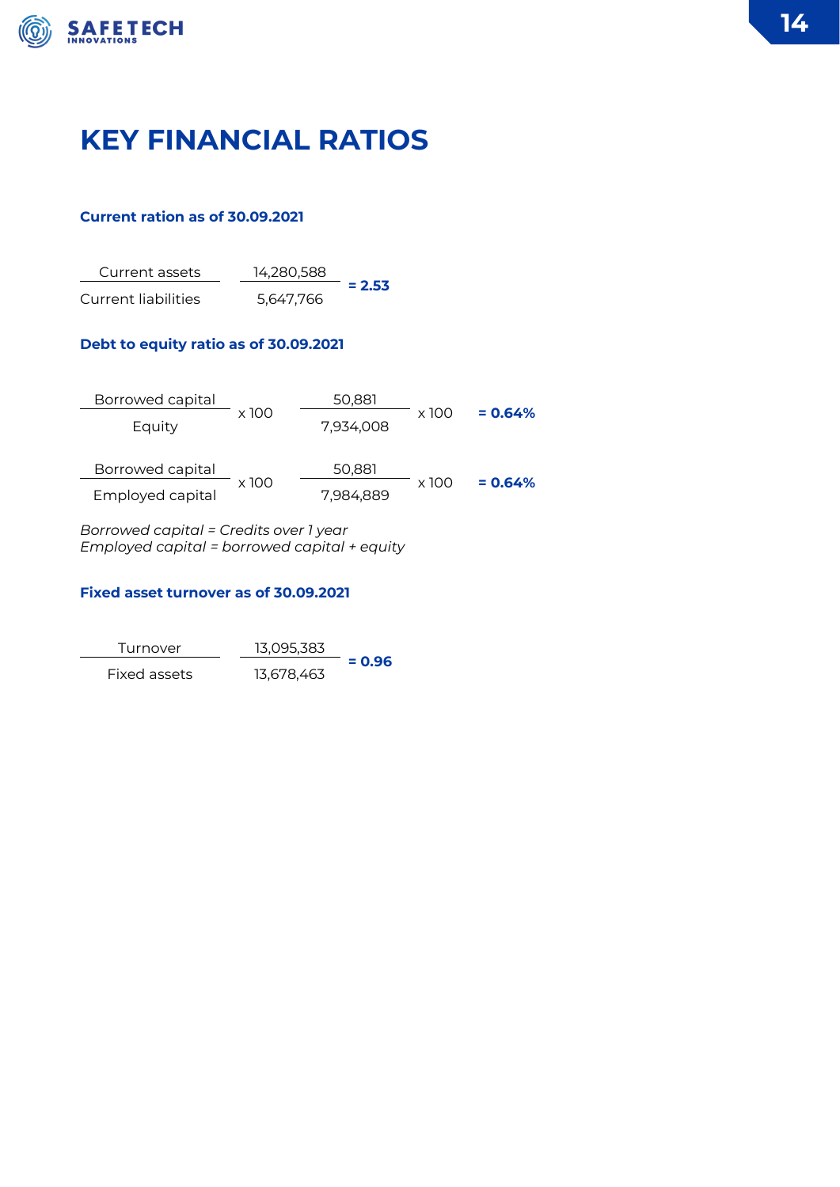# KEY FINANCIAL RATIOS

### Current ration as of 30.09.2021

$$\frac{\text{Current assets}}{\text{Current liabilities}} \quad \frac{14{,}280{,}588}{5{,}647{,}766} = \mathbf{2.53}$$

### Debt to equity ratio as of 30.09.2021

$$\frac{\text{Borrowed capital}}{\text{Equity}} \times 100 \quad \frac{50{,}881}{7{,}934{,}008} \times 100 = \mathbf{0.64\%}$$

$$\frac{\text{Borrowed capital}}{\text{Employed capital}} \times 100 \quad \frac{50{,}881}{7{,}984{,}889} \times 100 = \mathbf{0.64\%}$$

*Borrowed capital = Credits over 1 year*
*Employed capital = borrowed capital + equity*

### Fixed asset turnover as of 30.09.2021

$$\frac{\text{Turnover}}{\text{Fixed assets}} \quad \frac{13{,}095{,}383}{13{,}678{,}463} = \mathbf{0.96}$$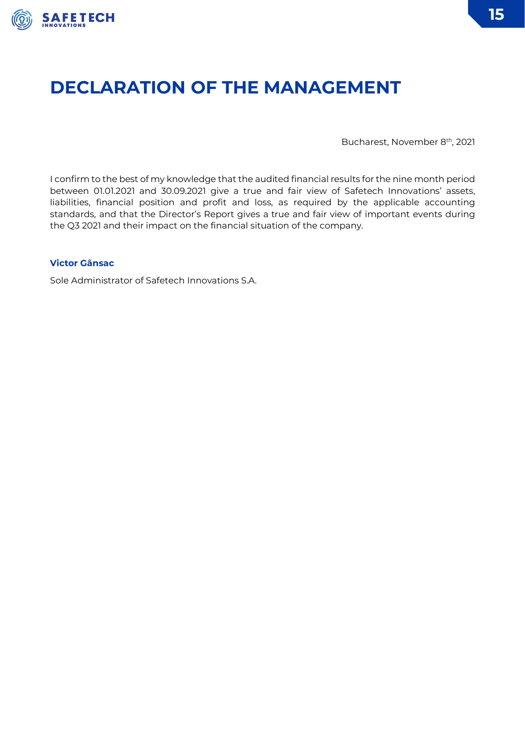# DECLARATION OF THE MANAGEMENT

Bucharest, November 8th, 2021

I confirm to the best of my knowledge that the audited financial results for the nine month period between 01.01.2021 and 30.09.2021 give a true and fair view of Safetech Innovations' assets, liabilities, financial position and profit and loss, as required by the applicable accounting standards, and that the Director's Report gives a true and fair view of important events during the Q3 2021 and their impact on the financial situation of the company.

**Victor Gânsac**

Sole Administrator of Safetech Innovations S.A.